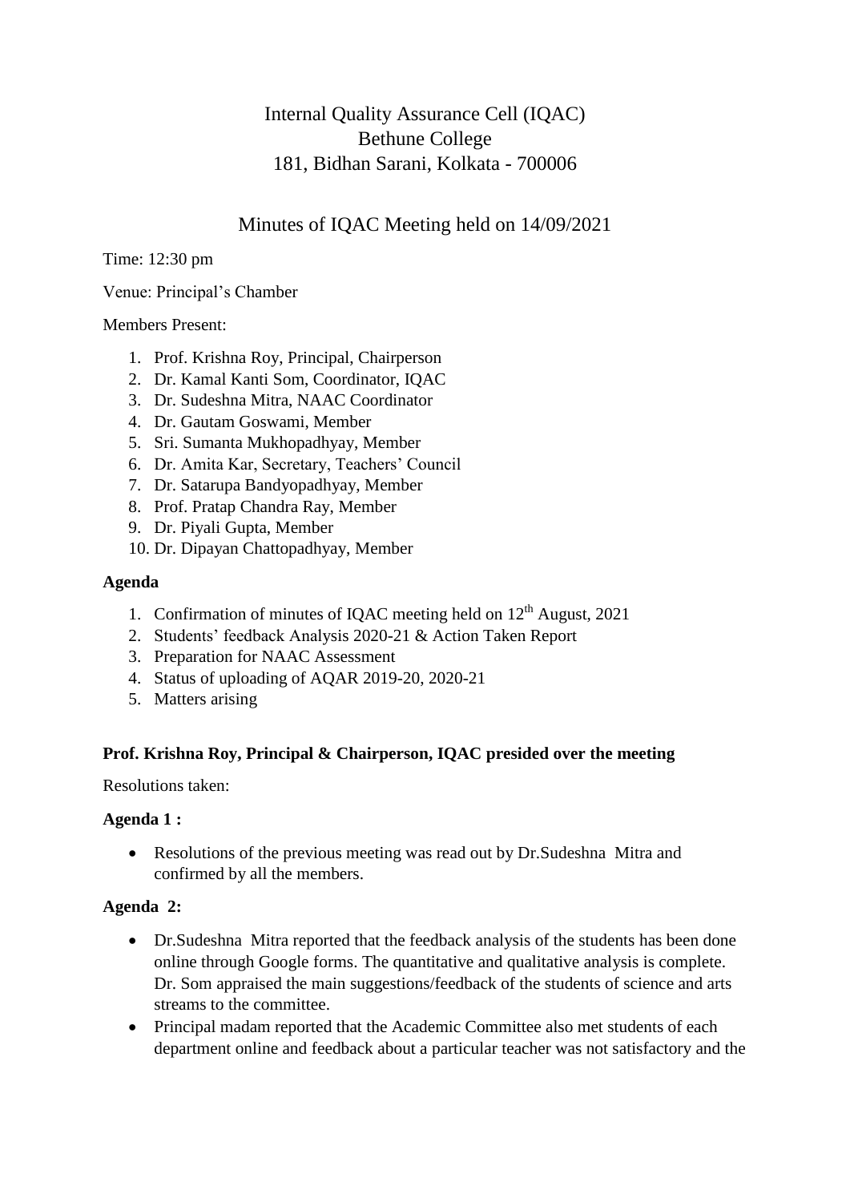# Internal Quality Assurance Cell (IQAC)
# Bethune College
# 181, Bidhan Sarani, Kolkata - 700006

## Minutes of IQAC Meeting held on 14/09/2021

Time: 12:30 pm

Venue: Principal's Chamber

Members Present:

1. Prof. Krishna Roy, Principal, Chairperson
2. Dr. Kamal Kanti Som, Coordinator, IQAC
3. Dr. Sudeshna Mitra, NAAC Coordinator
4. Dr. Gautam Goswami, Member
5. Sri. Sumanta Mukhopadhyay, Member
6. Dr. Amita Kar, Secretary, Teachers' Council
7. Dr. Satarupa Bandyopadhyay, Member
8. Prof. Pratap Chandra Ray, Member
9. Dr. Piyali Gupta, Member
10. Dr. Dipayan Chattopadhyay, Member

**Agenda**

1. Confirmation of minutes of IQAC meeting held on 12th August, 2021
2. Students' feedback Analysis 2020-21 & Action Taken Report
3. Preparation for NAAC Assessment
4. Status of uploading of AQAR 2019-20, 2020-21
5. Matters arising

**Prof. Krishna Roy, Principal & Chairperson, IQAC presided over the meeting**

Resolutions taken:

**Agenda 1 :**

- Resolutions of the previous meeting was read out by Dr.Sudeshna Mitra and confirmed by all the members.

**Agenda 2:**

- Dr.Sudeshna Mitra reported that the feedback analysis of the students has been done online through Google forms. The quantitative and qualitative analysis is complete. Dr. Som appraised the main suggestions/feedback of the students of science and arts streams to the committee.
- Principal madam reported that the Academic Committee also met students of each department online and feedback about a particular teacher was not satisfactory and the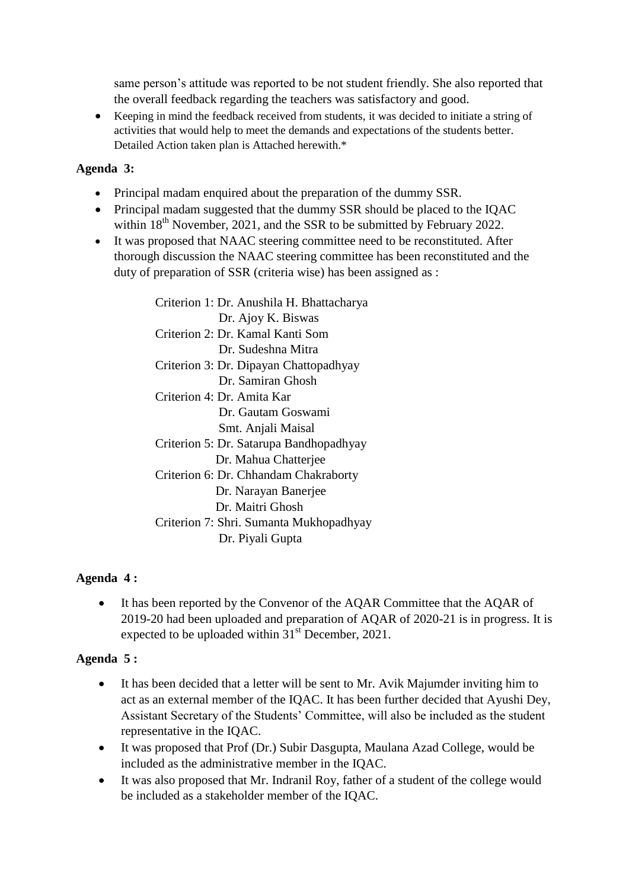same person's attitude was reported to be not student friendly. She also reported that the overall feedback regarding the teachers was satisfactory and good.

- Keeping in mind the feedback received from students, it was decided to initiate a string of activities that would help to meet the demands and expectations of the students better. Detailed Action taken plan is Attached herewith.*

**Agenda 3:**

- Principal madam enquired about the preparation of the dummy SSR.
- Principal madam suggested that the dummy SSR should be placed to the IQAC within 18th November, 2021, and the SSR to be submitted by February 2022.
- It was proposed that NAAC steering committee need to be reconstituted. After thorough discussion the NAAC steering committee has been reconstituted and the duty of preparation of SSR (criteria wise) has been assigned as :

Criterion 1: Dr. Anushila H. Bhattacharya  
Dr. Ajoy K. Biswas  
Criterion 2: Dr. Kamal Kanti Som  
Dr. Sudeshna Mitra  
Criterion 3: Dr. Dipayan Chattopadhyay  
Dr. Samiran Ghosh  
Criterion 4: Dr. Amita Kar  
Dr. Gautam Goswami  
Smt. Anjali Maisal  
Criterion 5: Dr. Satarupa Bandhopadhyay  
Dr. Mahua Chatterjee  
Criterion 6: Dr. Chhandam Chakraborty  
Dr. Narayan Banerjee  
Dr. Maitri Ghosh  
Criterion 7: Shri. Sumanta Mukhopadhyay  
Dr. Piyali Gupta

**Agenda 4 :**

- It has been reported by the Convenor of the AQAR Committee that the AQAR of 2019-20 had been uploaded and preparation of AQAR of 2020-21 is in progress. It is expected to be uploaded within 31st December, 2021.

**Agenda 5 :**

- It has been decided that a letter will be sent to Mr. Avik Majumder inviting him to act as an external member of the IQAC. It has been further decided that Ayushi Dey, Assistant Secretary of the Students' Committee, will also be included as the student representative in the IQAC.
- It was proposed that Prof (Dr.) Subir Dasgupta, Maulana Azad College, would be included as the administrative member in the IQAC.
- It was also proposed that Mr. Indranil Roy, father of a student of the college would be included as a stakeholder member of the IQAC.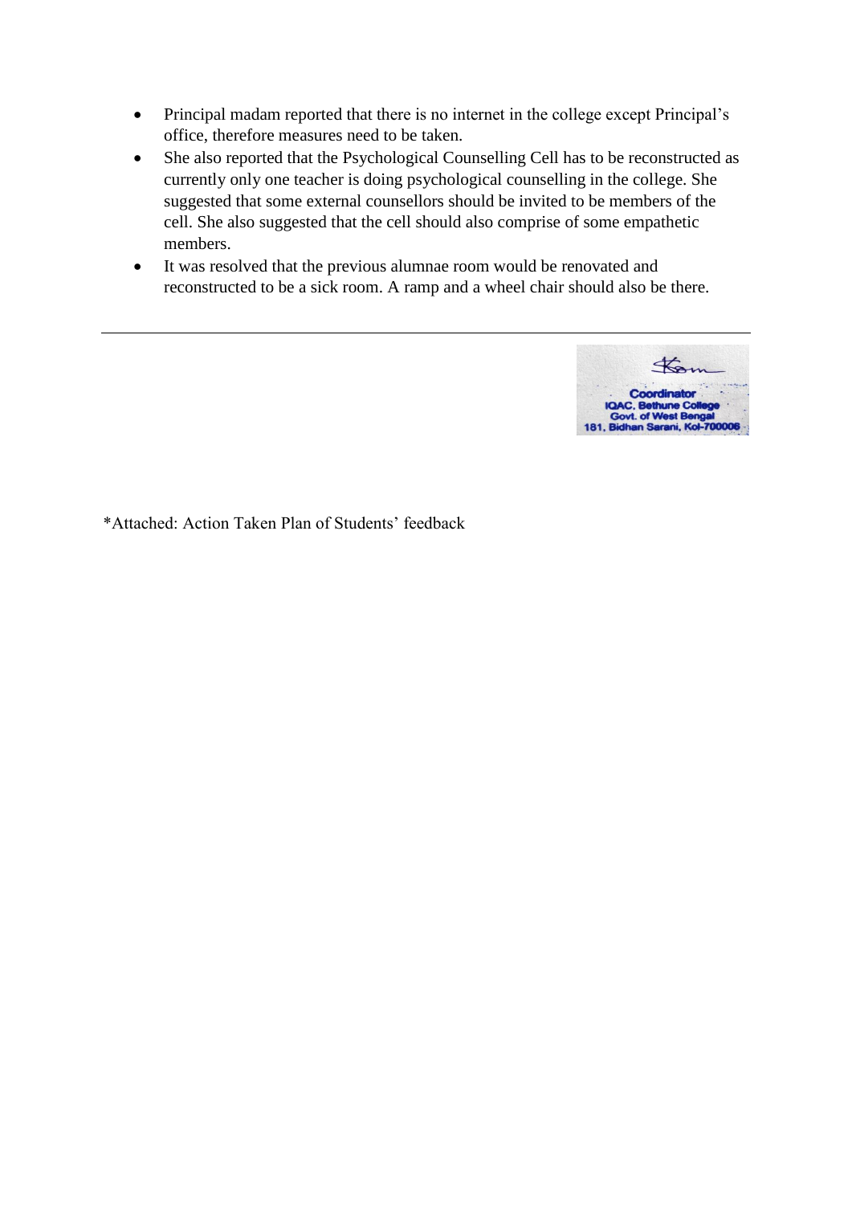- Principal madam reported that there is no internet in the college except Principal's office, therefore measures need to be taken.
- She also reported that the Psychological Counselling Cell has to be reconstructed as currently only one teacher is doing psychological counselling in the college. She suggested that some external counsellors should be invited to be members of the cell. She also suggested that the cell should also comprise of some empathetic members.
- It was resolved that the previous alumnae room would be renovated and reconstructed to be a sick room. A ramp and a wheel chair should also be there.

---

Coordinator
IQAC, Bethune College
Govt. of West Bengal
181, Bidhan Sarani, Kol-700006

*Attached: Action Taken Plan of Students' feedback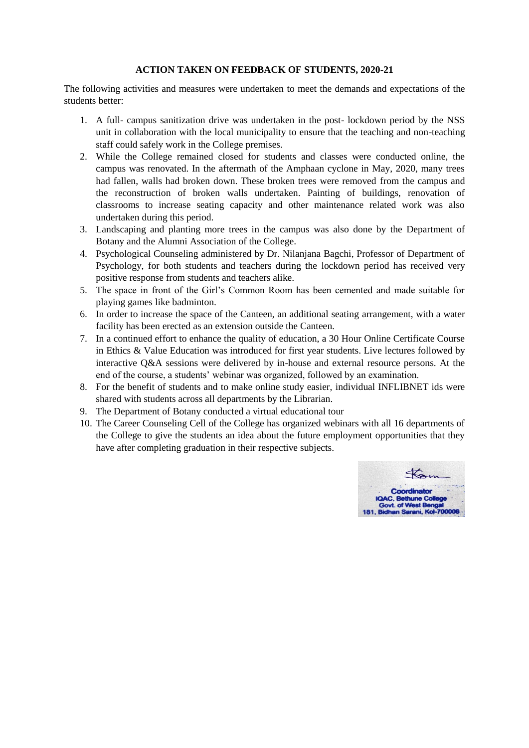**ACTION TAKEN ON FEEDBACK OF STUDENTS, 2020-21**

The following activities and measures were undertaken to meet the demands and expectations of the students better:

1. A full- campus sanitization drive was undertaken in the post- lockdown period by the NSS unit in collaboration with the local municipality to ensure that the teaching and non-teaching staff could safely work in the College premises.
2. While the College remained closed for students and classes were conducted online, the campus was renovated. In the aftermath of the Amphaan cyclone in May, 2020, many trees had fallen, walls had broken down. These broken trees were removed from the campus and the reconstruction of broken walls undertaken. Painting of buildings, renovation of classrooms to increase seating capacity and other maintenance related work was also undertaken during this period.
3. Landscaping and planting more trees in the campus was also done by the Department of Botany and the Alumni Association of the College.
4. Psychological Counseling administered by Dr. Nilanjana Bagchi, Professor of Department of Psychology, for both students and teachers during the lockdown period has received very positive response from students and teachers alike.
5. The space in front of the Girl's Common Room has been cemented and made suitable for playing games like badminton.
6. In order to increase the space of the Canteen, an additional seating arrangement, with a water facility has been erected as an extension outside the Canteen.
7. In a continued effort to enhance the quality of education, a 30 Hour Online Certificate Course in Ethics & Value Education was introduced for first year students. Live lectures followed by interactive Q&A sessions were delivered by in-house and external resource persons. At the end of the course, a students' webinar was organized, followed by an examination.
8. For the benefit of students and to make online study easier, individual INFLIBNET ids were shared with students across all departments by the Librarian.
9. The Department of Botany conducted a virtual educational tour
10. The Career Counseling Cell of the College has organized webinars with all 16 departments of the College to give the students an idea about the future employment opportunities that they have after completing graduation in their respective subjects.

Coordinator
IQAC, Bethune College
Govt. of West Bengal
181, Bidhan Sarani, Kol-700006